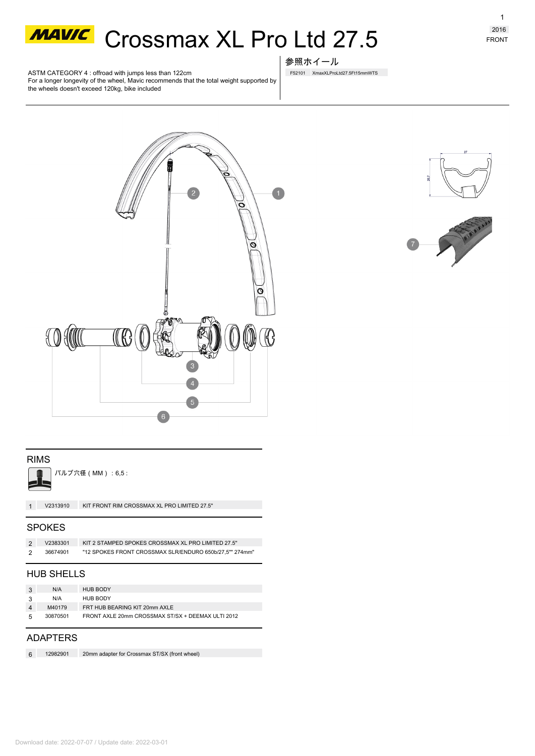# MAVIC Crossmax XL Pro Ltd 27.5

2016
FRONT

ASTM CATEGORY 4 : offroad with jumps less than 122cm
For a longer longevity of the wheel, Mavic recommends that the total weight supported by the wheels doesn't exceed 120kg, bike included

参照ホイール

F52101 XmaxXLProLtd27.5Ft15mmWTS

## RIMS

バルブ穴径（MM）：6,5 :

| | | |
|---|---|---|
| 1 | V2313910 | KIT FRONT RIM CROSSMAX XL PRO LIMITED 27.5" |

## SPOKES

| | | |
|---|---|---|
| 2 | V2383301 | KIT 2 STAMPED SPOKES CROSSMAX XL PRO LIMITED 27.5" |
| 2 | 36674901 | "12 SPOKES FRONT CROSSMAX SLR/ENDURO 650b/27,5"" 274mm" |

## HUB SHELLS

| | | |
|---|---|---|
| 3 | N/A | HUB BODY |
| 3 | N/A | HUB BODY |
| 4 | M40179 | FRT HUB BEARING KIT 20mm AXLE |
| 5 | 30870501 | FRONT AXLE 20mm CROSSMAX ST/SX + DEEMAX ULTI 2012 |

## ADAPTERS

| | | |
|---|---|---|
| 6 | 12982901 | 20mm adapter for Crossmax ST/SX (front wheel) |

Download date: 2022-07-07 / Update date: 2022-03-01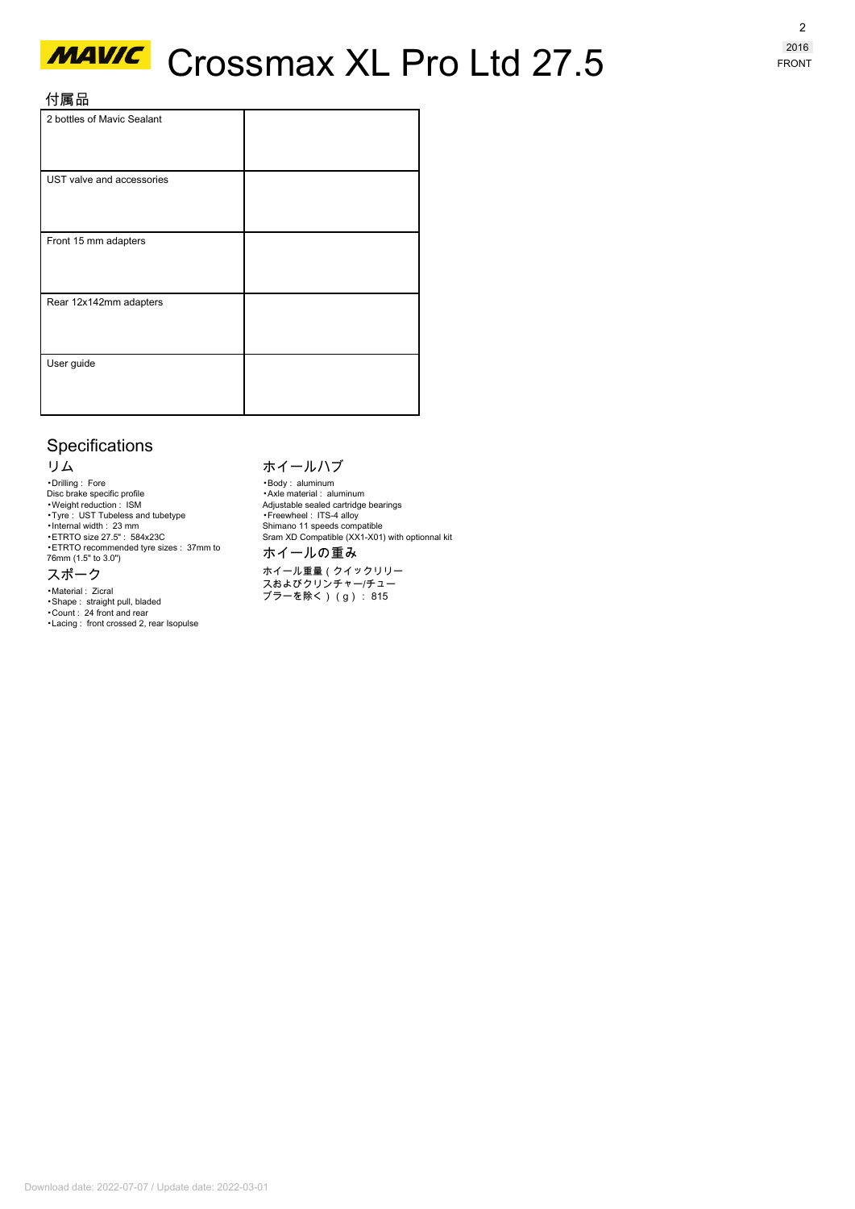# MAVIC Crossmax XL Pro Ltd 27.5

2016
FRONT

## 付属品

| | |
|---|---|
| 2 bottles of Mavic Sealant | |
| UST valve and accessories | |
| Front 15 mm adapters | |
| Rear 12x142mm adapters | |
| User guide | |

## Specifications

### リム

- Drilling : Fore
  Disc brake specific profile
- Weight reduction : ISM
- Tyre : UST Tubeless and tubetype
- Internal width : 23 mm
- ETRTO size 27.5" : 584x23C
- ETRTO recommended tyre sizes : 37mm to 76mm (1.5" to 3.0")

### スポーク

- Material : Zicral
- Shape : straight pull, bladed
- Count : 24 front and rear
- Lacing : front crossed 2, rear Isopulse

### ホイールハブ

- Body : aluminum
- Axle material : aluminum
  Adjustable sealed cartridge bearings
- Freewheel : ITS-4 alloy
  Shimano 11 speeds compatible
  Sram XD Compatible (XX1-X01) with optionnal kit

### ホイールの重み

ホイール重量（クイックリリースおよびクリンチャー/チューブラーを除く）（g）: 815

Download date: 2022-07-07 / Update date: 2022-03-01